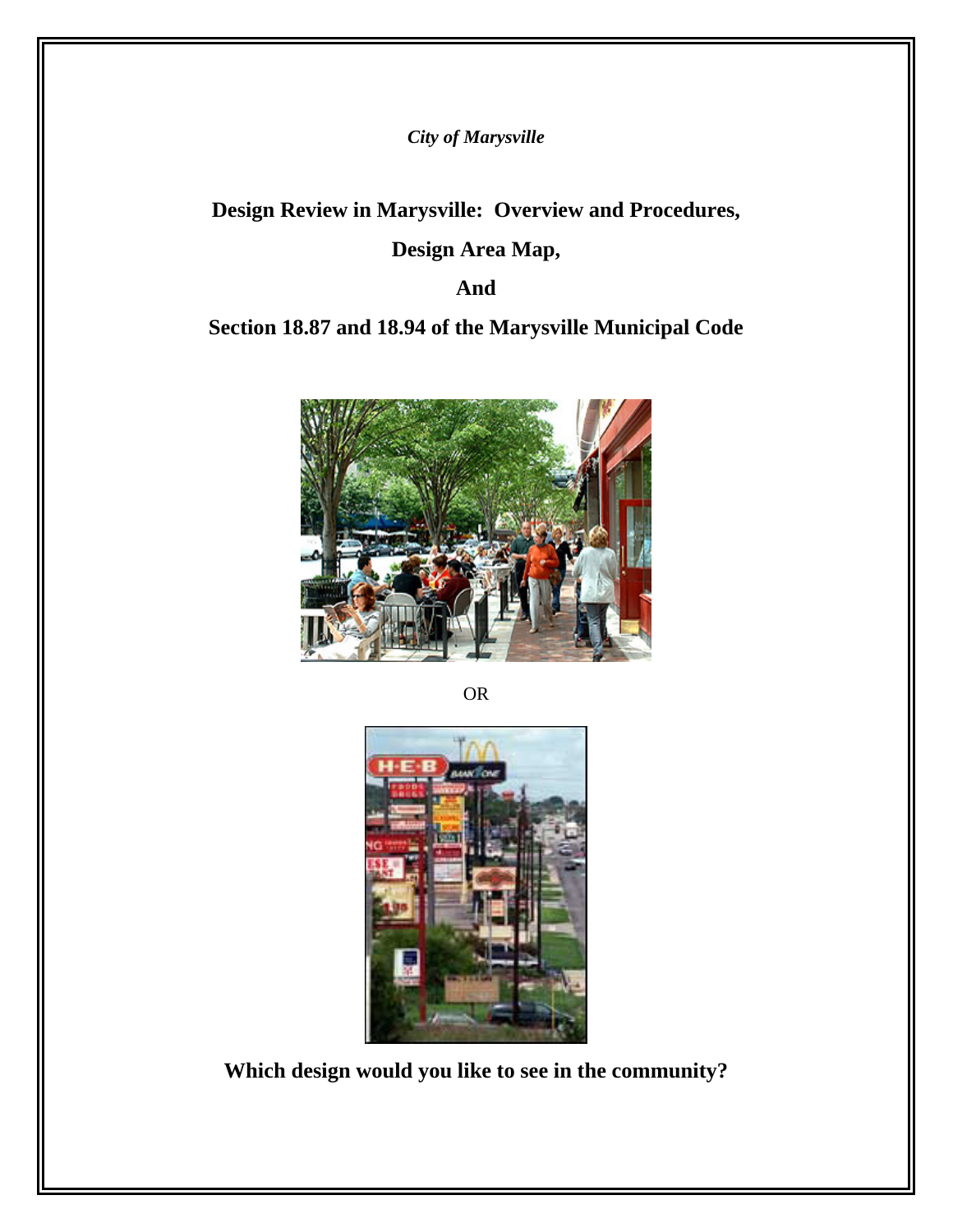*City of Marysville*

# Design Review in Marysville: Overview and Procedures,

# Design Area Map,

# And

# Section 18.87 and 18.94 of the Marysville Municipal Code

OR

**Which design would you like to see in the community?**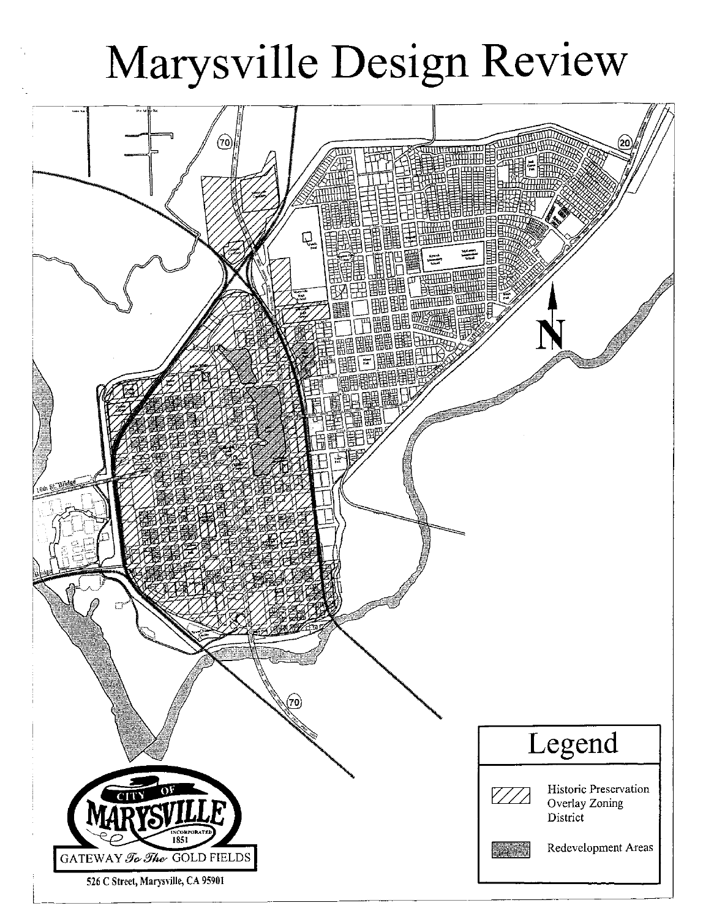# Marysville Design Review

## Legend

- Historic Preservation Overlay Zoning District
- Redevelopment Areas

CITY OF MARYSVILLE
INCORPORATED 1851
GATEWAY *To The* GOLD FIELDS

526 C Street, Marysville, CA 95901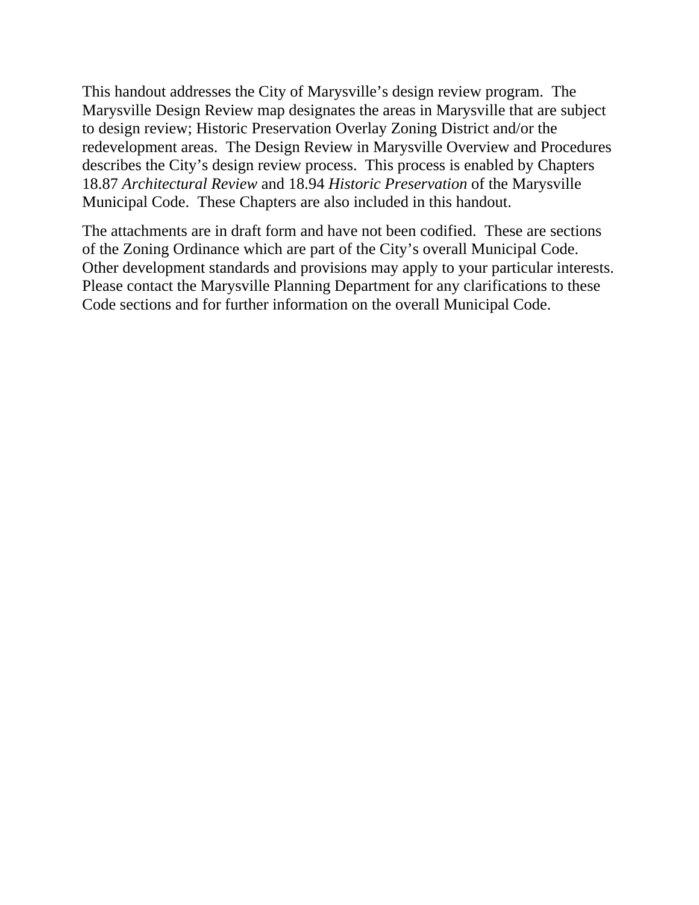This handout addresses the City of Marysville's design review program. The Marysville Design Review map designates the areas in Marysville that are subject to design review; Historic Preservation Overlay Zoning District and/or the redevelopment areas. The Design Review in Marysville Overview and Procedures describes the City's design review process. This process is enabled by Chapters 18.87 *Architectural Review* and 18.94 *Historic Preservation* of the Marysville Municipal Code. These Chapters are also included in this handout.

The attachments are in draft form and have not been codified. These are sections of the Zoning Ordinance which are part of the City's overall Municipal Code. Other development standards and provisions may apply to your particular interests. Please contact the Marysville Planning Department for any clarifications to these Code sections and for further information on the overall Municipal Code.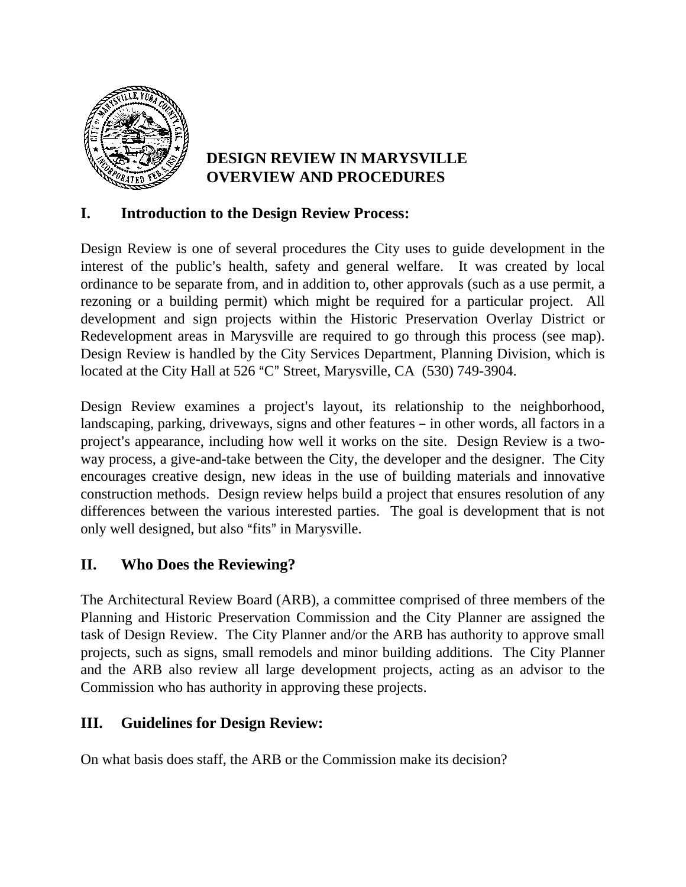# DESIGN REVIEW IN MARYSVILLE
# OVERVIEW AND PROCEDURES

## I. Introduction to the Design Review Process:

Design Review is one of several procedures the City uses to guide development in the interest of the public's health, safety and general welfare. It was created by local ordinance to be separate from, and in addition to, other approvals (such as a use permit, a rezoning or a building permit) which might be required for a particular project. All development and sign projects within the Historic Preservation Overlay District or Redevelopment areas in Marysville are required to go through this process (see map). Design Review is handled by the City Services Department, Planning Division, which is located at the City Hall at 526 "C" Street, Marysville, CA (530) 749-3904.

Design Review examines a project's layout, its relationship to the neighborhood, landscaping, parking, driveways, signs and other features – in other words, all factors in a project's appearance, including how well it works on the site. Design Review is a two-way process, a give-and-take between the City, the developer and the designer. The City encourages creative design, new ideas in the use of building materials and innovative construction methods. Design review helps build a project that ensures resolution of any differences between the various interested parties. The goal is development that is not only well designed, but also "fits" in Marysville.

## II. Who Does the Reviewing?

The Architectural Review Board (ARB), a committee comprised of three members of the Planning and Historic Preservation Commission and the City Planner are assigned the task of Design Review. The City Planner and/or the ARB has authority to approve small projects, such as signs, small remodels and minor building additions. The City Planner and the ARB also review all large development projects, acting as an advisor to the Commission who has authority in approving these projects.

## III. Guidelines for Design Review:

On what basis does staff, the ARB or the Commission make its decision?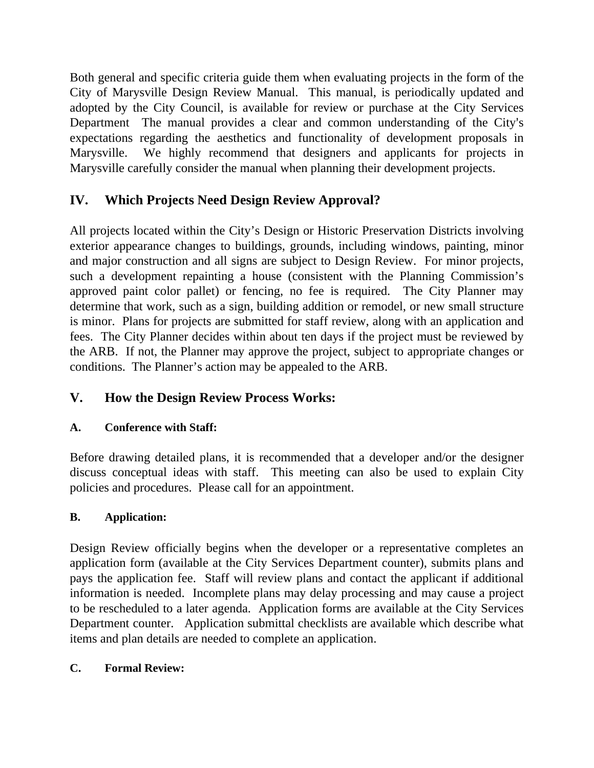Both general and specific criteria guide them when evaluating projects in the form of the City of Marysville Design Review Manual. This manual, is periodically updated and adopted by the City Council, is available for review or purchase at the City Services Department The manual provides a clear and common understanding of the City's expectations regarding the aesthetics and functionality of development proposals in Marysville. We highly recommend that designers and applicants for projects in Marysville carefully consider the manual when planning their development projects.

## IV. Which Projects Need Design Review Approval?

All projects located within the City's Design or Historic Preservation Districts involving exterior appearance changes to buildings, grounds, including windows, painting, minor and major construction and all signs are subject to Design Review. For minor projects, such a development repainting a house (consistent with the Planning Commission's approved paint color pallet) or fencing, no fee is required. The City Planner may determine that work, such as a sign, building addition or remodel, or new small structure is minor. Plans for projects are submitted for staff review, along with an application and fees. The City Planner decides within about ten days if the project must be reviewed by the ARB. If not, the Planner may approve the project, subject to appropriate changes or conditions. The Planner's action may be appealed to the ARB.

## V. How the Design Review Process Works:

### A. Conference with Staff:

Before drawing detailed plans, it is recommended that a developer and/or the designer discuss conceptual ideas with staff. This meeting can also be used to explain City policies and procedures. Please call for an appointment.

### B. Application:

Design Review officially begins when the developer or a representative completes an application form (available at the City Services Department counter), submits plans and pays the application fee. Staff will review plans and contact the applicant if additional information is needed. Incomplete plans may delay processing and may cause a project to be rescheduled to a later agenda. Application forms are available at the City Services Department counter. Application submittal checklists are available which describe what items and plan details are needed to complete an application.

### C. Formal Review: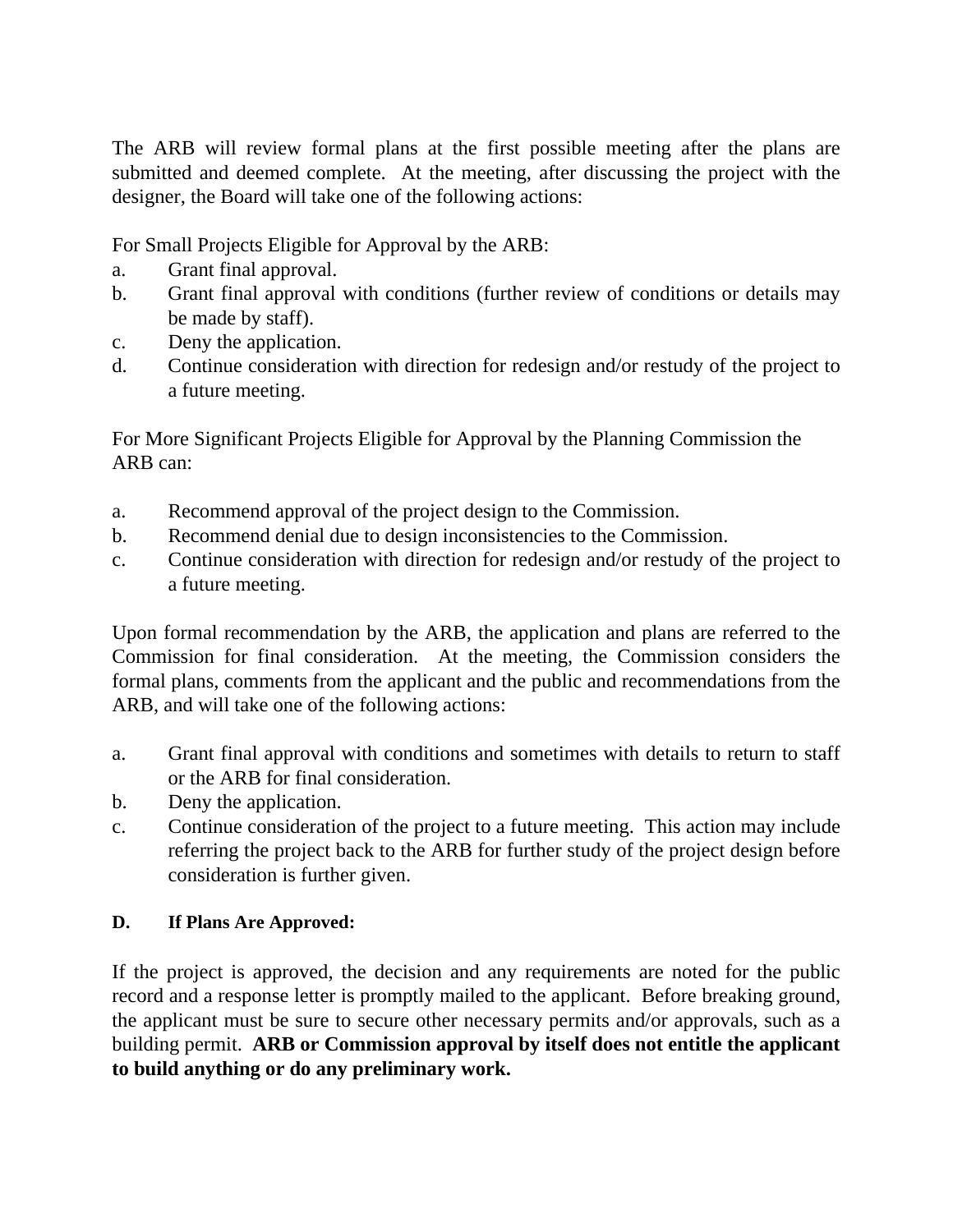The ARB will review formal plans at the first possible meeting after the plans are submitted and deemed complete. At the meeting, after discussing the project with the designer, the Board will take one of the following actions:

For Small Projects Eligible for Approval by the ARB:

a. Grant final approval.
b. Grant final approval with conditions (further review of conditions or details may be made by staff).
c. Deny the application.
d. Continue consideration with direction for redesign and/or restudy of the project to a future meeting.

For More Significant Projects Eligible for Approval by the Planning Commission the ARB can:

a. Recommend approval of the project design to the Commission.
b. Recommend denial due to design inconsistencies to the Commission.
c. Continue consideration with direction for redesign and/or restudy of the project to a future meeting.

Upon formal recommendation by the ARB, the application and plans are referred to the Commission for final consideration. At the meeting, the Commission considers the formal plans, comments from the applicant and the public and recommendations from the ARB, and will take one of the following actions:

a. Grant final approval with conditions and sometimes with details to return to staff or the ARB for final consideration.
b. Deny the application.
c. Continue consideration of the project to a future meeting. This action may include referring the project back to the ARB for further study of the project design before consideration is further given.

### D. If Plans Are Approved:

If the project is approved, the decision and any requirements are noted for the public record and a response letter is promptly mailed to the applicant. Before breaking ground, the applicant must be sure to secure other necessary permits and/or approvals, such as a building permit. **ARB or Commission approval by itself does not entitle the applicant to build anything or do any preliminary work.**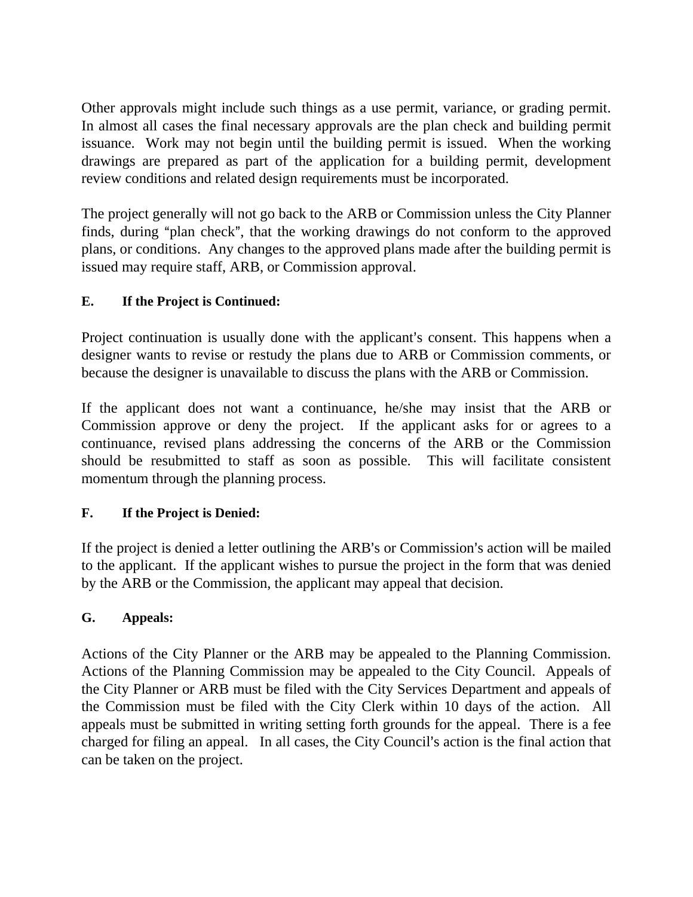Other approvals might include such things as a use permit, variance, or grading permit. In almost all cases the final necessary approvals are the plan check and building permit issuance. Work may not begin until the building permit is issued. When the working drawings are prepared as part of the application for a building permit, development review conditions and related design requirements must be incorporated.

The project generally will not go back to the ARB or Commission unless the City Planner finds, during "plan check", that the working drawings do not conform to the approved plans, or conditions. Any changes to the approved plans made after the building permit is issued may require staff, ARB, or Commission approval.

**E. If the Project is Continued:**

Project continuation is usually done with the applicant's consent. This happens when a designer wants to revise or restudy the plans due to ARB or Commission comments, or because the designer is unavailable to discuss the plans with the ARB or Commission.

If the applicant does not want a continuance, he/she may insist that the ARB or Commission approve or deny the project. If the applicant asks for or agrees to a continuance, revised plans addressing the concerns of the ARB or the Commission should be resubmitted to staff as soon as possible. This will facilitate consistent momentum through the planning process.

**F. If the Project is Denied:**

If the project is denied a letter outlining the ARB's or Commission's action will be mailed to the applicant. If the applicant wishes to pursue the project in the form that was denied by the ARB or the Commission, the applicant may appeal that decision.

**G. Appeals:**

Actions of the City Planner or the ARB may be appealed to the Planning Commission. Actions of the Planning Commission may be appealed to the City Council. Appeals of the City Planner or ARB must be filed with the City Services Department and appeals of the Commission must be filed with the City Clerk within 10 days of the action. All appeals must be submitted in writing setting forth grounds for the appeal. There is a fee charged for filing an appeal. In all cases, the City Council's action is the final action that can be taken on the project.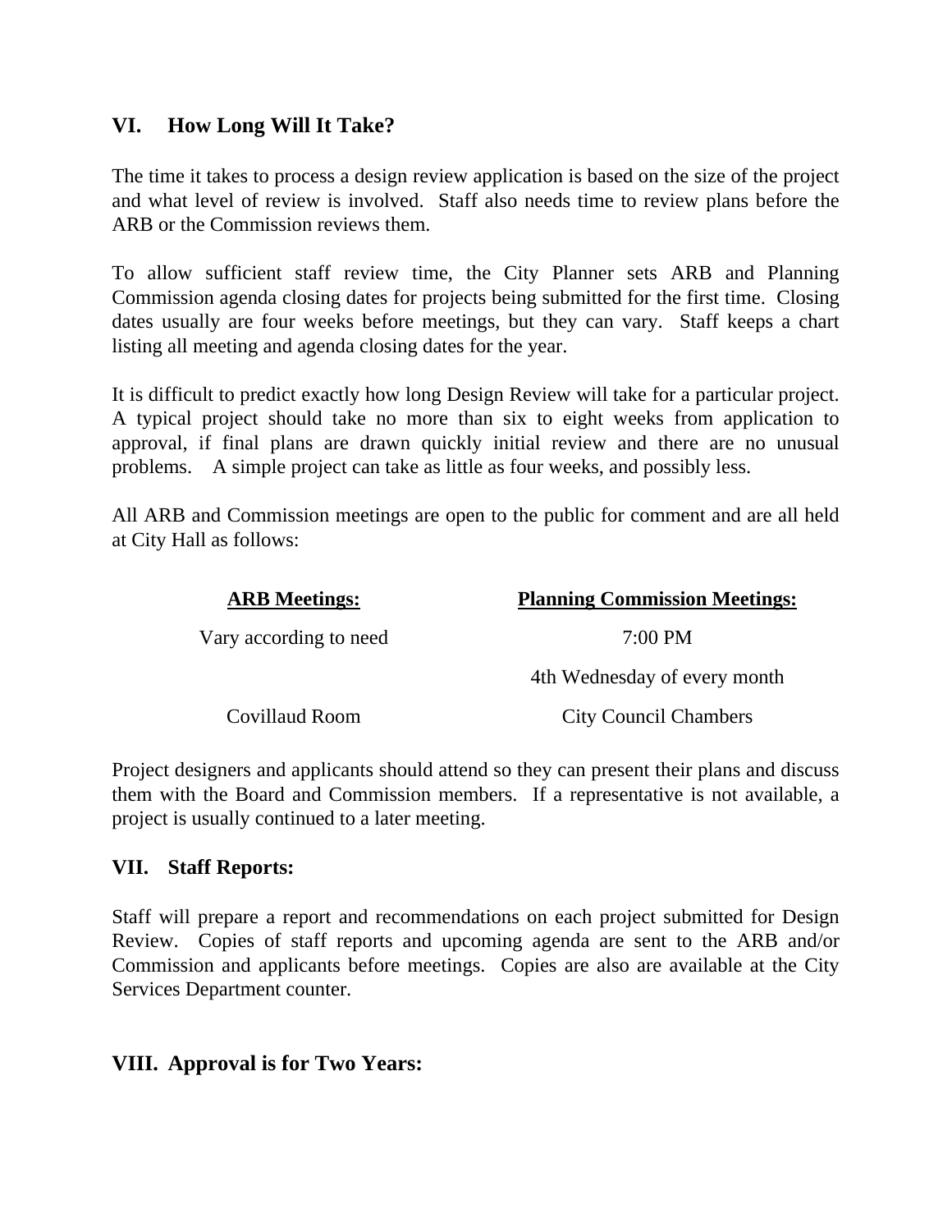## VI. How Long Will It Take?

The time it takes to process a design review application is based on the size of the project and what level of review is involved. Staff also needs time to review plans before the ARB or the Commission reviews them.

To allow sufficient staff review time, the City Planner sets ARB and Planning Commission agenda closing dates for projects being submitted for the first time. Closing dates usually are four weeks before meetings, but they can vary. Staff keeps a chart listing all meeting and agenda closing dates for the year.

It is difficult to predict exactly how long Design Review will take for a particular project. A typical project should take no more than six to eight weeks from application to approval, if final plans are drawn quickly initial review and there are no unusual problems. A simple project can take as little as four weeks, and possibly less.

All ARB and Commission meetings are open to the public for comment and are all held at City Hall as follows:

| ARB Meetings: | Planning Commission Meetings: |
|---|---|
| Vary according to need | 7:00 PM |
| | 4th Wednesday of every month |
| Covillaud Room | City Council Chambers |

Project designers and applicants should attend so they can present their plans and discuss them with the Board and Commission members. If a representative is not available, a project is usually continued to a later meeting.

## VII. Staff Reports:

Staff will prepare a report and recommendations on each project submitted for Design Review. Copies of staff reports and upcoming agenda are sent to the ARB and/or Commission and applicants before meetings. Copies are also are available at the City Services Department counter.

## VIII. Approval is for Two Years: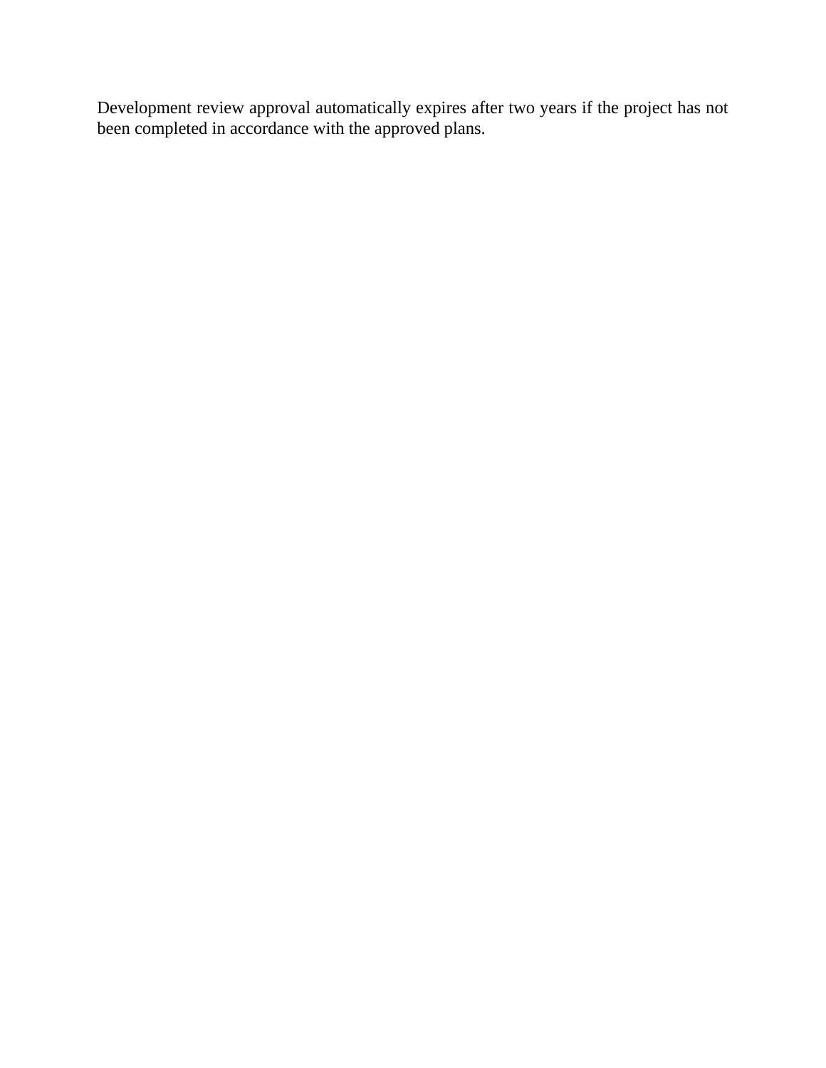Development review approval automatically expires after two years if the project has not been completed in accordance with the approved plans.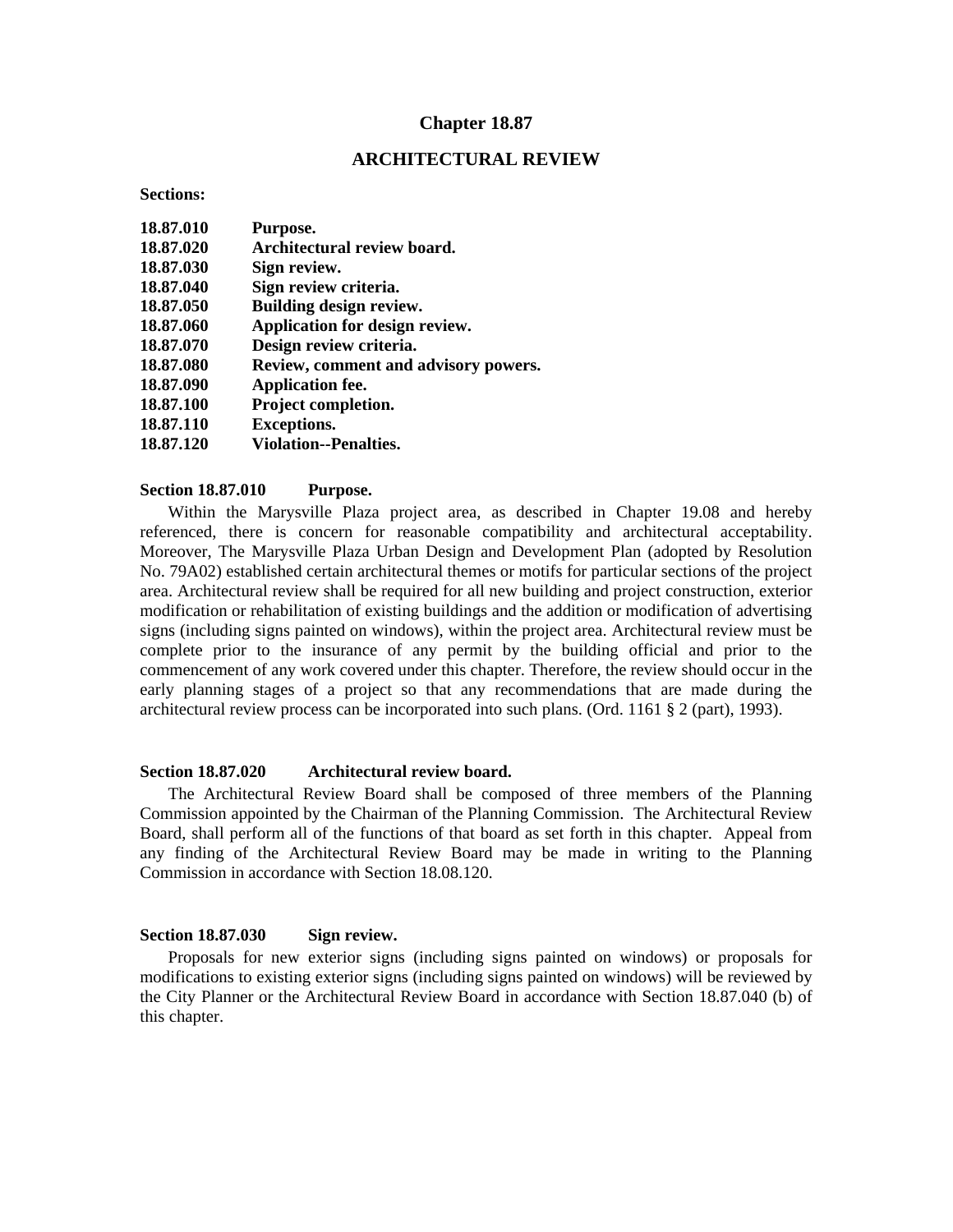## Chapter 18.87

## ARCHITECTURAL REVIEW

**Sections:**

**18.87.010 Purpose.**
**18.87.020 Architectural review board.**
**18.87.030 Sign review.**
**18.87.040 Sign review criteria.**
**18.87.050 Building design review.**
**18.87.060 Application for design review.**
**18.87.070 Design review criteria.**
**18.87.080 Review, comment and advisory powers.**
**18.87.090 Application fee.**
**18.87.100 Project completion.**
**18.87.110 Exceptions.**
**18.87.120 Violation--Penalties.**

### Section 18.87.010 Purpose.

Within the Marysville Plaza project area, as described in Chapter 19.08 and hereby referenced, there is concern for reasonable compatibility and architectural acceptability. Moreover, The Marysville Plaza Urban Design and Development Plan (adopted by Resolution No. 79A02) established certain architectural themes or motifs for particular sections of the project area. Architectural review shall be required for all new building and project construction, exterior modification or rehabilitation of existing buildings and the addition or modification of advertising signs (including signs painted on windows), within the project area. Architectural review must be complete prior to the insurance of any permit by the building official and prior to the commencement of any work covered under this chapter. Therefore, the review should occur in the early planning stages of a project so that any recommendations that are made during the architectural review process can be incorporated into such plans. (Ord. 1161 § 2 (part), 1993).

### Section 18.87.020 Architectural review board.

The Architectural Review Board shall be composed of three members of the Planning Commission appointed by the Chairman of the Planning Commission. The Architectural Review Board, shall perform all of the functions of that board as set forth in this chapter. Appeal from any finding of the Architectural Review Board may be made in writing to the Planning Commission in accordance with Section 18.08.120.

### Section 18.87.030 Sign review.

Proposals for new exterior signs (including signs painted on windows) or proposals for modifications to existing exterior signs (including signs painted on windows) will be reviewed by the City Planner or the Architectural Review Board in accordance with Section 18.87.040 (b) of this chapter.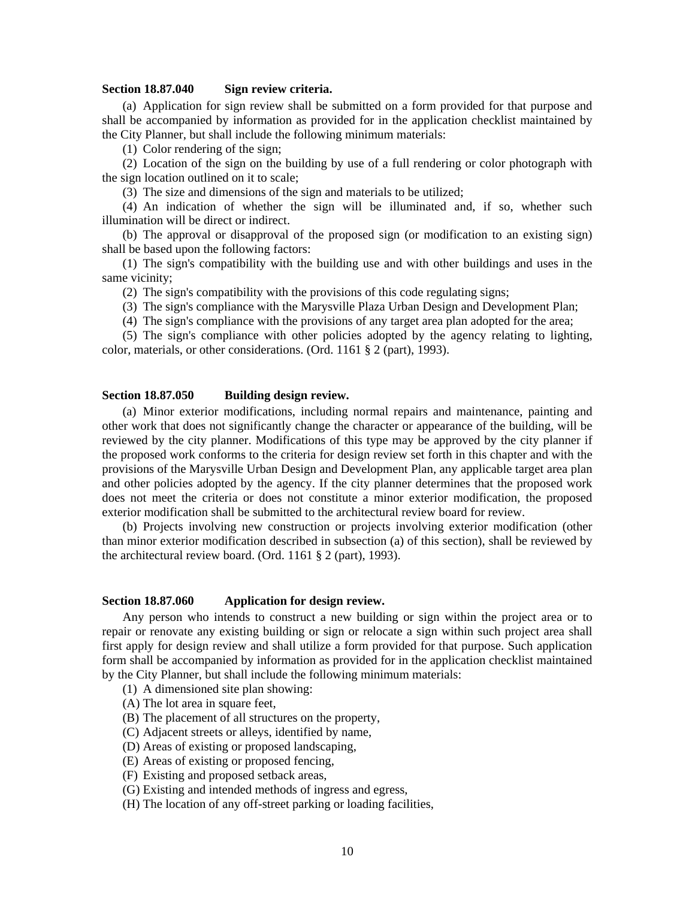**Section 18.87.040 Sign review criteria.**

(a) Application for sign review shall be submitted on a form provided for that purpose and shall be accompanied by information as provided for in the application checklist maintained by the City Planner, but shall include the following minimum materials:

(1) Color rendering of the sign;

(2) Location of the sign on the building by use of a full rendering or color photograph with the sign location outlined on it to scale;

(3) The size and dimensions of the sign and materials to be utilized;

(4) An indication of whether the sign will be illuminated and, if so, whether such illumination will be direct or indirect.

(b) The approval or disapproval of the proposed sign (or modification to an existing sign) shall be based upon the following factors:

(1) The sign's compatibility with the building use and with other buildings and uses in the same vicinity;

(2) The sign's compatibility with the provisions of this code regulating signs;

(3) The sign's compliance with the Marysville Plaza Urban Design and Development Plan;

(4) The sign's compliance with the provisions of any target area plan adopted for the area;

(5) The sign's compliance with other policies adopted by the agency relating to lighting, color, materials, or other considerations. (Ord. 1161 § 2 (part), 1993).

**Section 18.87.050 Building design review.**

(a) Minor exterior modifications, including normal repairs and maintenance, painting and other work that does not significantly change the character or appearance of the building, will be reviewed by the city planner. Modifications of this type may be approved by the city planner if the proposed work conforms to the criteria for design review set forth in this chapter and with the provisions of the Marysville Urban Design and Development Plan, any applicable target area plan and other policies adopted by the agency. If the city planner determines that the proposed work does not meet the criteria or does not constitute a minor exterior modification, the proposed exterior modification shall be submitted to the architectural review board for review.

(b) Projects involving new construction or projects involving exterior modification (other than minor exterior modification described in subsection (a) of this section), shall be reviewed by the architectural review board. (Ord. 1161 § 2 (part), 1993).

**Section 18.87.060 Application for design review.**

Any person who intends to construct a new building or sign within the project area or to repair or renovate any existing building or sign or relocate a sign within such project area shall first apply for design review and shall utilize a form provided for that purpose. Such application form shall be accompanied by information as provided for in the application checklist maintained by the City Planner, but shall include the following minimum materials:

(1) A dimensioned site plan showing:

(A) The lot area in square feet,

(B) The placement of all structures on the property,

(C) Adjacent streets or alleys, identified by name,

(D) Areas of existing or proposed landscaping,

(E) Areas of existing or proposed fencing,

(F) Existing and proposed setback areas,

(G) Existing and intended methods of ingress and egress,

(H) The location of any off-street parking or loading facilities,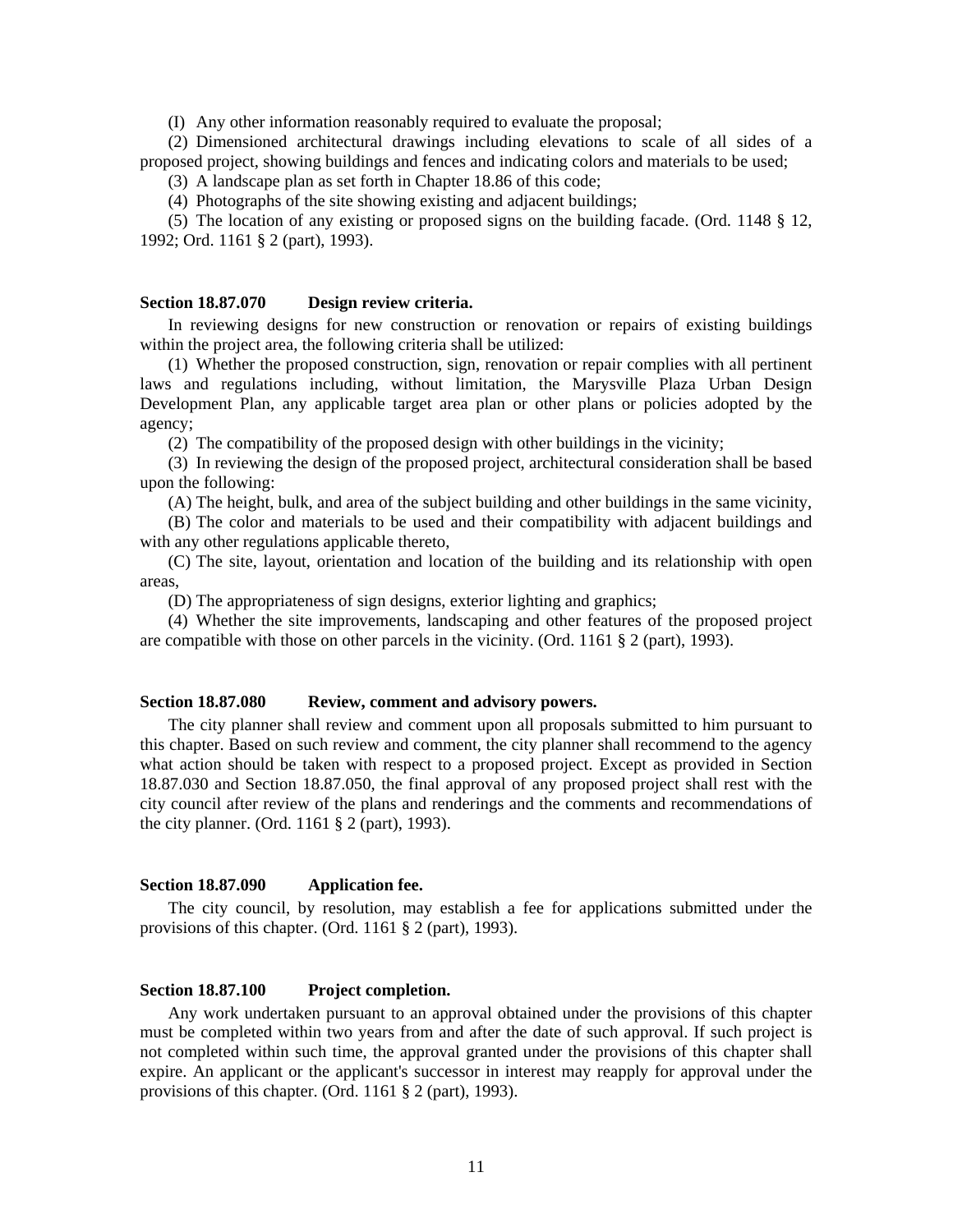(I) Any other information reasonably required to evaluate the proposal;

(2) Dimensioned architectural drawings including elevations to scale of all sides of a proposed project, showing buildings and fences and indicating colors and materials to be used;

(3) A landscape plan as set forth in Chapter 18.86 of this code;

(4) Photographs of the site showing existing and adjacent buildings;

(5) The location of any existing or proposed signs on the building facade. (Ord. 1148 § 12, 1992; Ord. 1161 § 2 (part), 1993).

**Section 18.87.070 Design review criteria.**

In reviewing designs for new construction or renovation or repairs of existing buildings within the project area, the following criteria shall be utilized:

(1) Whether the proposed construction, sign, renovation or repair complies with all pertinent laws and regulations including, without limitation, the Marysville Plaza Urban Design Development Plan, any applicable target area plan or other plans or policies adopted by the agency;

(2) The compatibility of the proposed design with other buildings in the vicinity;

(3) In reviewing the design of the proposed project, architectural consideration shall be based upon the following:

(A) The height, bulk, and area of the subject building and other buildings in the same vicinity,

(B) The color and materials to be used and their compatibility with adjacent buildings and with any other regulations applicable thereto,

(C) The site, layout, orientation and location of the building and its relationship with open areas,

(D) The appropriateness of sign designs, exterior lighting and graphics;

(4) Whether the site improvements, landscaping and other features of the proposed project are compatible with those on other parcels in the vicinity. (Ord. 1161 § 2 (part), 1993).

**Section 18.87.080 Review, comment and advisory powers.**

The city planner shall review and comment upon all proposals submitted to him pursuant to this chapter. Based on such review and comment, the city planner shall recommend to the agency what action should be taken with respect to a proposed project. Except as provided in Section 18.87.030 and Section 18.87.050, the final approval of any proposed project shall rest with the city council after review of the plans and renderings and the comments and recommendations of the city planner. (Ord. 1161 § 2 (part), 1993).

**Section 18.87.090 Application fee.**

The city council, by resolution, may establish a fee for applications submitted under the provisions of this chapter. (Ord. 1161 § 2 (part), 1993).

**Section 18.87.100 Project completion.**

Any work undertaken pursuant to an approval obtained under the provisions of this chapter must be completed within two years from and after the date of such approval. If such project is not completed within such time, the approval granted under the provisions of this chapter shall expire. An applicant or the applicant's successor in interest may reapply for approval under the provisions of this chapter. (Ord. 1161 § 2 (part), 1993).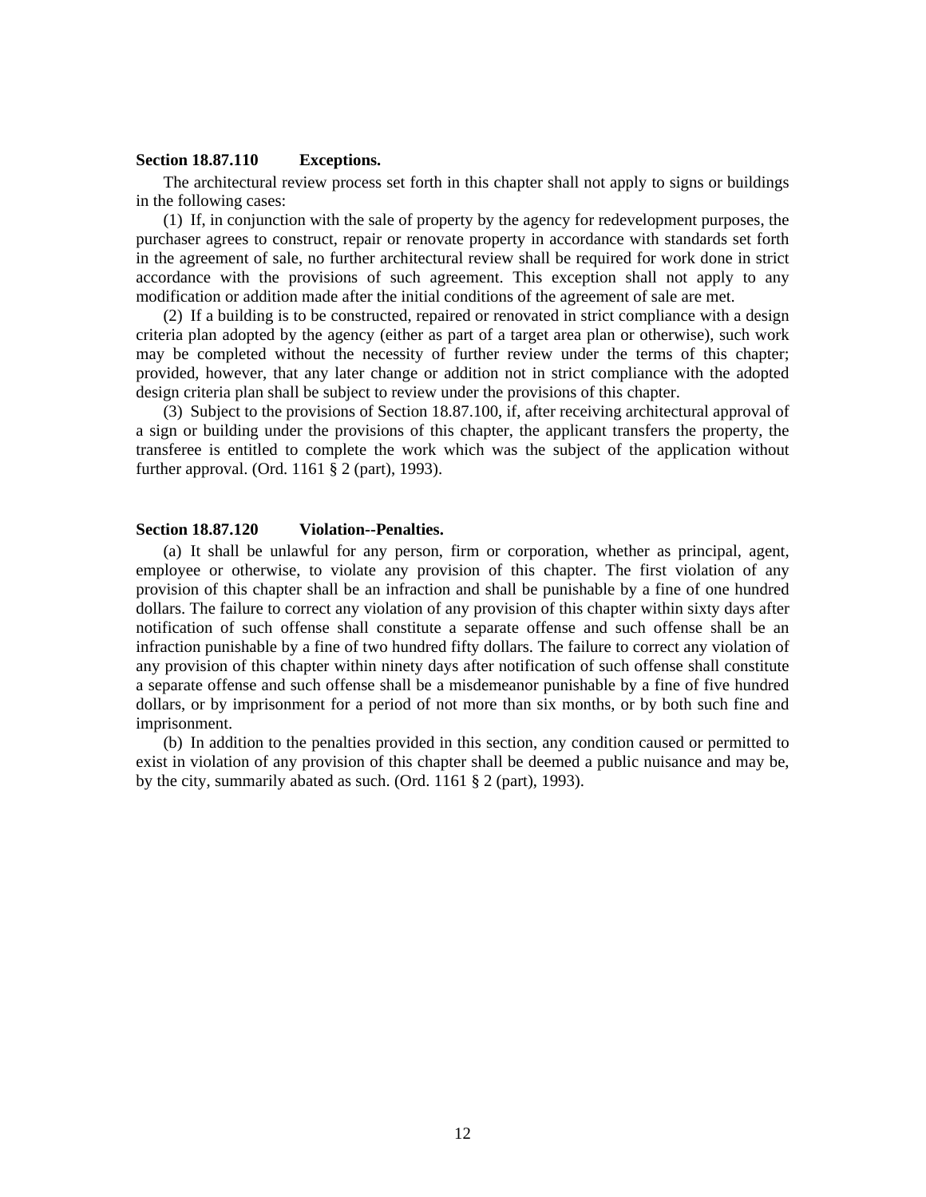**Section 18.87.110 Exceptions.**

The architectural review process set forth in this chapter shall not apply to signs or buildings in the following cases:

(1) If, in conjunction with the sale of property by the agency for redevelopment purposes, the purchaser agrees to construct, repair or renovate property in accordance with standards set forth in the agreement of sale, no further architectural review shall be required for work done in strict accordance with the provisions of such agreement. This exception shall not apply to any modification or addition made after the initial conditions of the agreement of sale are met.

(2) If a building is to be constructed, repaired or renovated in strict compliance with a design criteria plan adopted by the agency (either as part of a target area plan or otherwise), such work may be completed without the necessity of further review under the terms of this chapter; provided, however, that any later change or addition not in strict compliance with the adopted design criteria plan shall be subject to review under the provisions of this chapter.

(3) Subject to the provisions of Section 18.87.100, if, after receiving architectural approval of a sign or building under the provisions of this chapter, the applicant transfers the property, the transferee is entitled to complete the work which was the subject of the application without further approval. (Ord. 1161 § 2 (part), 1993).

**Section 18.87.120 Violation--Penalties.**

(a) It shall be unlawful for any person, firm or corporation, whether as principal, agent, employee or otherwise, to violate any provision of this chapter. The first violation of any provision of this chapter shall be an infraction and shall be punishable by a fine of one hundred dollars. The failure to correct any violation of any provision of this chapter within sixty days after notification of such offense shall constitute a separate offense and such offense shall be an infraction punishable by a fine of two hundred fifty dollars. The failure to correct any violation of any provision of this chapter within ninety days after notification of such offense shall constitute a separate offense and such offense shall be a misdemeanor punishable by a fine of five hundred dollars, or by imprisonment for a period of not more than six months, or by both such fine and imprisonment.

(b) In addition to the penalties provided in this section, any condition caused or permitted to exist in violation of any provision of this chapter shall be deemed a public nuisance and may be, by the city, summarily abated as such. (Ord. 1161 § 2 (part), 1993).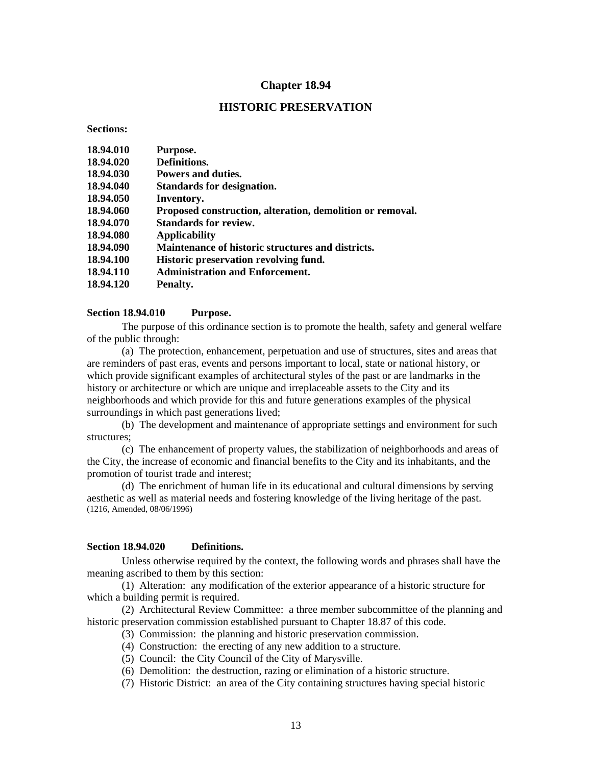# Chapter 18.94

## HISTORIC PRESERVATION

**Sections:**

**18.94.010 Purpose.**
**18.94.020 Definitions.**
**18.94.030 Powers and duties.**
**18.94.040 Standards for designation.**
**18.94.050 Inventory.**
**18.94.060 Proposed construction, alteration, demolition or removal.**
**18.94.070 Standards for review.**
**18.94.080 Applicability**
**18.94.090 Maintenance of historic structures and districts.**
**18.94.100 Historic preservation revolving fund.**
**18.94.110 Administration and Enforcement.**
**18.94.120 Penalty.**

### Section 18.94.010 Purpose.

The purpose of this ordinance section is to promote the health, safety and general welfare of the public through:

(a) The protection, enhancement, perpetuation and use of structures, sites and areas that are reminders of past eras, events and persons important to local, state or national history, or which provide significant examples of architectural styles of the past or are landmarks in the history or architecture or which are unique and irreplaceable assets to the City and its neighborhoods and which provide for this and future generations examples of the physical surroundings in which past generations lived;

(b) The development and maintenance of appropriate settings and environment for such structures;

(c) The enhancement of property values, the stabilization of neighborhoods and areas of the City, the increase of economic and financial benefits to the City and its inhabitants, and the promotion of tourist trade and interest;

(d) The enrichment of human life in its educational and cultural dimensions by serving aesthetic as well as material needs and fostering knowledge of the living heritage of the past.
(1216, Amended, 08/06/1996)

### Section 18.94.020 Definitions.

Unless otherwise required by the context, the following words and phrases shall have the meaning ascribed to them by this section:

(1) Alteration: any modification of the exterior appearance of a historic structure for which a building permit is required.

(2) Architectural Review Committee: a three member subcommittee of the planning and historic preservation commission established pursuant to Chapter 18.87 of this code.

(3) Commission: the planning and historic preservation commission.

(4) Construction: the erecting of any new addition to a structure.

(5) Council: the City Council of the City of Marysville.

(6) Demolition: the destruction, razing or elimination of a historic structure.

(7) Historic District: an area of the City containing structures having special historic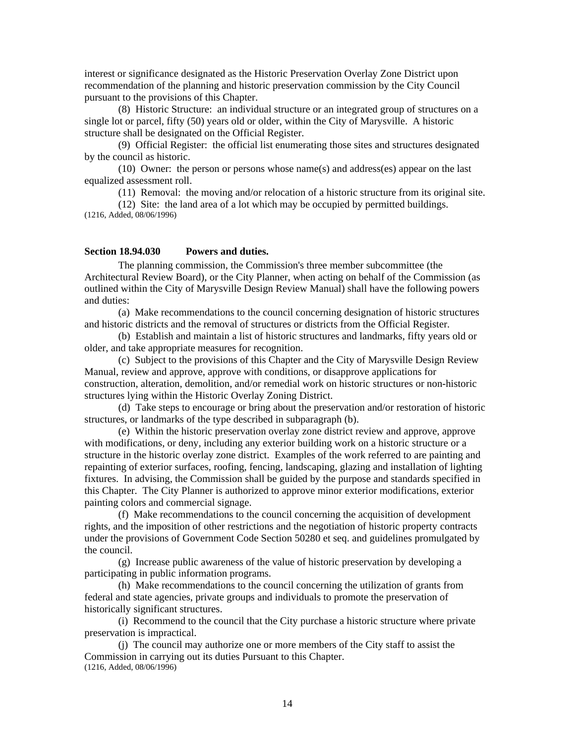interest or significance designated as the Historic Preservation Overlay Zone District upon recommendation of the planning and historic preservation commission by the City Council pursuant to the provisions of this Chapter.

(8) Historic Structure: an individual structure or an integrated group of structures on a single lot or parcel, fifty (50) years old or older, within the City of Marysville. A historic structure shall be designated on the Official Register.

(9) Official Register: the official list enumerating those sites and structures designated by the council as historic.

(10) Owner: the person or persons whose name(s) and address(es) appear on the last equalized assessment roll.

(11) Removal: the moving and/or relocation of a historic structure from its original site.

(12) Site: the land area of a lot which may be occupied by permitted buildings.
(1216, Added, 08/06/1996)

**Section 18.94.030 Powers and duties.**

The planning commission, the Commission's three member subcommittee (the Architectural Review Board), or the City Planner, when acting on behalf of the Commission (as outlined within the City of Marysville Design Review Manual) shall have the following powers and duties:

(a) Make recommendations to the council concerning designation of historic structures and historic districts and the removal of structures or districts from the Official Register.

(b) Establish and maintain a list of historic structures and landmarks, fifty years old or older, and take appropriate measures for recognition.

(c) Subject to the provisions of this Chapter and the City of Marysville Design Review Manual, review and approve, approve with conditions, or disapprove applications for construction, alteration, demolition, and/or remedial work on historic structures or non-historic structures lying within the Historic Overlay Zoning District.

(d) Take steps to encourage or bring about the preservation and/or restoration of historic structures, or landmarks of the type described in subparagraph (b).

(e) Within the historic preservation overlay zone district review and approve, approve with modifications, or deny, including any exterior building work on a historic structure or a structure in the historic overlay zone district. Examples of the work referred to are painting and repainting of exterior surfaces, roofing, fencing, landscaping, glazing and installation of lighting fixtures. In advising, the Commission shall be guided by the purpose and standards specified in this Chapter. The City Planner is authorized to approve minor exterior modifications, exterior painting colors and commercial signage.

(f) Make recommendations to the council concerning the acquisition of development rights, and the imposition of other restrictions and the negotiation of historic property contracts under the provisions of Government Code Section 50280 et seq. and guidelines promulgated by the council.

(g) Increase public awareness of the value of historic preservation by developing a participating in public information programs.

(h) Make recommendations to the council concerning the utilization of grants from federal and state agencies, private groups and individuals to promote the preservation of historically significant structures.

(i) Recommend to the council that the City purchase a historic structure where private preservation is impractical.

(j) The council may authorize one or more members of the City staff to assist the Commission in carrying out its duties Pursuant to this Chapter.
(1216, Added, 08/06/1996)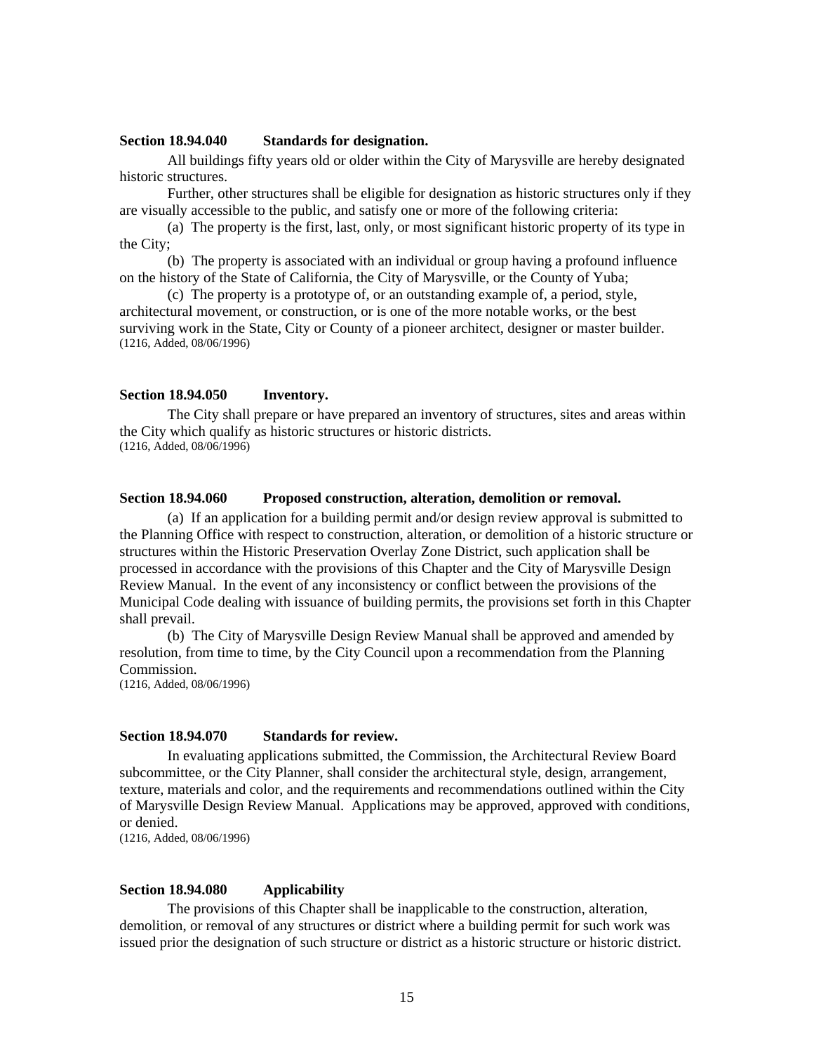**Section 18.94.040 Standards for designation.**

All buildings fifty years old or older within the City of Marysville are hereby designated historic structures.

Further, other structures shall be eligible for designation as historic structures only if they are visually accessible to the public, and satisfy one or more of the following criteria:

(a) The property is the first, last, only, or most significant historic property of its type in the City;

(b) The property is associated with an individual or group having a profound influence on the history of the State of California, the City of Marysville, or the County of Yuba;

(c) The property is a prototype of, or an outstanding example of, a period, style, architectural movement, or construction, or is one of the more notable works, or the best surviving work in the State, City or County of a pioneer architect, designer or master builder.
(1216, Added, 08/06/1996)

**Section 18.94.050 Inventory.**

The City shall prepare or have prepared an inventory of structures, sites and areas within the City which qualify as historic structures or historic districts.
(1216, Added, 08/06/1996)

**Section 18.94.060 Proposed construction, alteration, demolition or removal.**

(a) If an application for a building permit and/or design review approval is submitted to the Planning Office with respect to construction, alteration, or demolition of a historic structure or structures within the Historic Preservation Overlay Zone District, such application shall be processed in accordance with the provisions of this Chapter and the City of Marysville Design Review Manual. In the event of any inconsistency or conflict between the provisions of the Municipal Code dealing with issuance of building permits, the provisions set forth in this Chapter shall prevail.

(b) The City of Marysville Design Review Manual shall be approved and amended by resolution, from time to time, by the City Council upon a recommendation from the Planning Commission.
(1216, Added, 08/06/1996)

**Section 18.94.070 Standards for review.**

In evaluating applications submitted, the Commission, the Architectural Review Board subcommittee, or the City Planner, shall consider the architectural style, design, arrangement, texture, materials and color, and the requirements and recommendations outlined within the City of Marysville Design Review Manual. Applications may be approved, approved with conditions, or denied.
(1216, Added, 08/06/1996)

**Section 18.94.080 Applicability**

The provisions of this Chapter shall be inapplicable to the construction, alteration, demolition, or removal of any structures or district where a building permit for such work was issued prior the designation of such structure or district as a historic structure or historic district.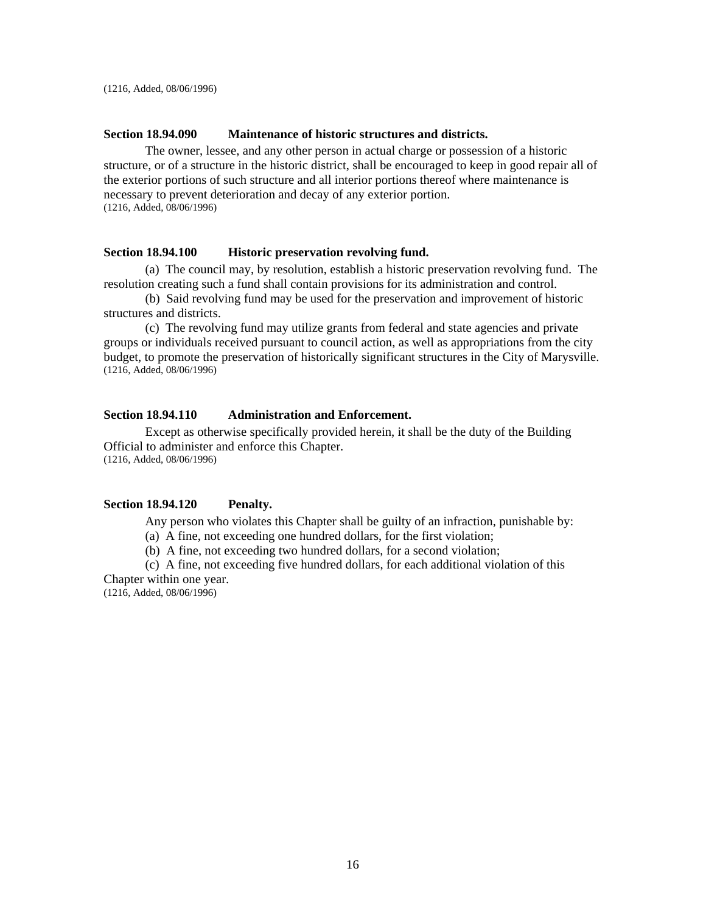(1216, Added, 08/06/1996)

### Section 18.94.090 Maintenance of historic structures and districts.

The owner, lessee, and any other person in actual charge or possession of a historic structure, or of a structure in the historic district, shall be encouraged to keep in good repair all of the exterior portions of such structure and all interior portions thereof where maintenance is necessary to prevent deterioration and decay of any exterior portion.
(1216, Added, 08/06/1996)

### Section 18.94.100 Historic preservation revolving fund.

(a) The council may, by resolution, establish a historic preservation revolving fund. The resolution creating such a fund shall contain provisions for its administration and control.

(b) Said revolving fund may be used for the preservation and improvement of historic structures and districts.

(c) The revolving fund may utilize grants from federal and state agencies and private groups or individuals received pursuant to council action, as well as appropriations from the city budget, to promote the preservation of historically significant structures in the City of Marysville.
(1216, Added, 08/06/1996)

### Section 18.94.110 Administration and Enforcement.

Except as otherwise specifically provided herein, it shall be the duty of the Building Official to administer and enforce this Chapter.
(1216, Added, 08/06/1996)

### Section 18.94.120 Penalty.

Any person who violates this Chapter shall be guilty of an infraction, punishable by:

(a) A fine, not exceeding one hundred dollars, for the first violation;

(b) A fine, not exceeding two hundred dollars, for a second violation;

(c) A fine, not exceeding five hundred dollars, for each additional violation of this Chapter within one year.
(1216, Added, 08/06/1996)